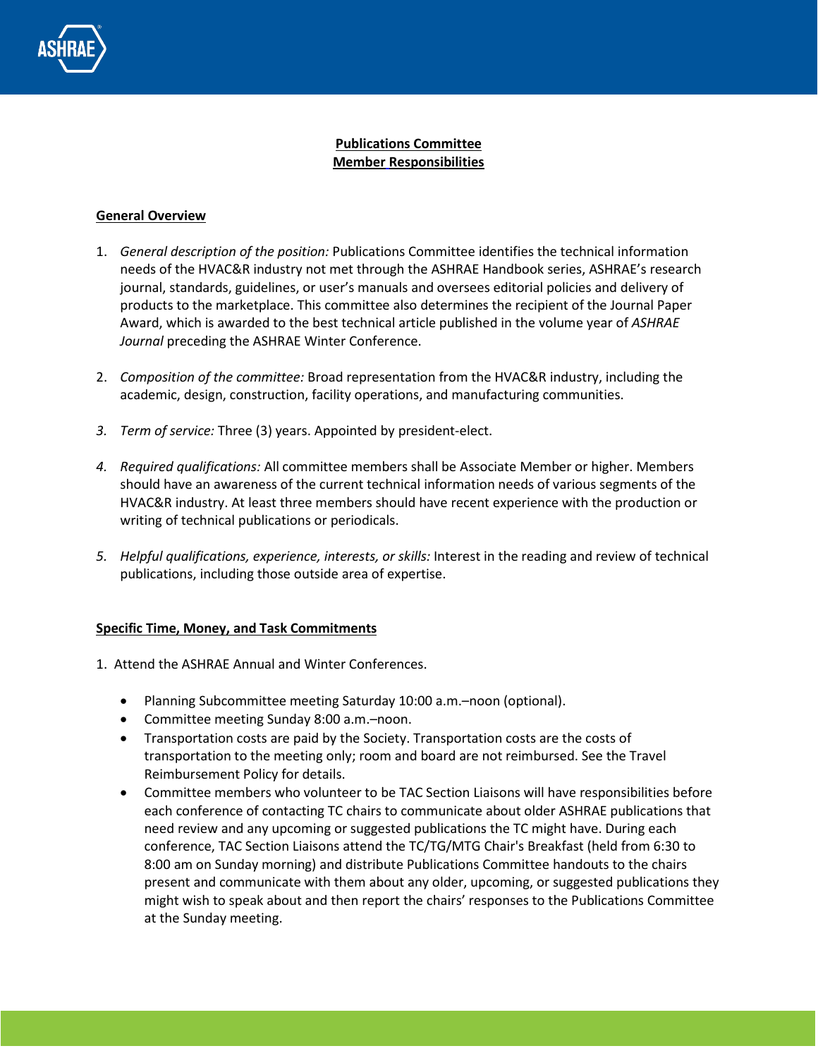**Publications Committee**
**Member Responsibilities**

**General Overview**

1. *General description of the position:* Publications Committee identifies the technical information needs of the HVAC&R industry not met through the ASHRAE Handbook series, ASHRAE's research journal, standards, guidelines, or user's manuals and oversees editorial policies and delivery of products to the marketplace. This committee also determines the recipient of the Journal Paper Award, which is awarded to the best technical article published in the volume year of *ASHRAE Journal* preceding the ASHRAE Winter Conference.

2. *Composition of the committee:* Broad representation from the HVAC&R industry, including the academic, design, construction, facility operations, and manufacturing communities.

3. *Term of service:* Three (3) years. Appointed by president-elect.

4. *Required qualifications:* All committee members shall be Associate Member or higher. Members should have an awareness of the current technical information needs of various segments of the HVAC&R industry. At least three members should have recent experience with the production or writing of technical publications or periodicals.

5. *Helpful qualifications, experience, interests, or skills:* Interest in the reading and review of technical publications, including those outside area of expertise.

**Specific Time, Money, and Task Commitments**

1. Attend the ASHRAE Annual and Winter Conferences.

   - Planning Subcommittee meeting Saturday 10:00 a.m.–noon (optional).
   - Committee meeting Sunday 8:00 a.m.–noon.
   - Transportation costs are paid by the Society. Transportation costs are the costs of transportation to the meeting only; room and board are not reimbursed. See the Travel Reimbursement Policy for details.
   - Committee members who volunteer to be TAC Section Liaisons will have responsibilities before each conference of contacting TC chairs to communicate about older ASHRAE publications that need review and any upcoming or suggested publications the TC might have. During each conference, TAC Section Liaisons attend the TC/TG/MTG Chair's Breakfast (held from 6:30 to 8:00 am on Sunday morning) and distribute Publications Committee handouts to the chairs present and communicate with them about any older, upcoming, or suggested publications they might wish to speak about and then report the chairs' responses to the Publications Committee at the Sunday meeting.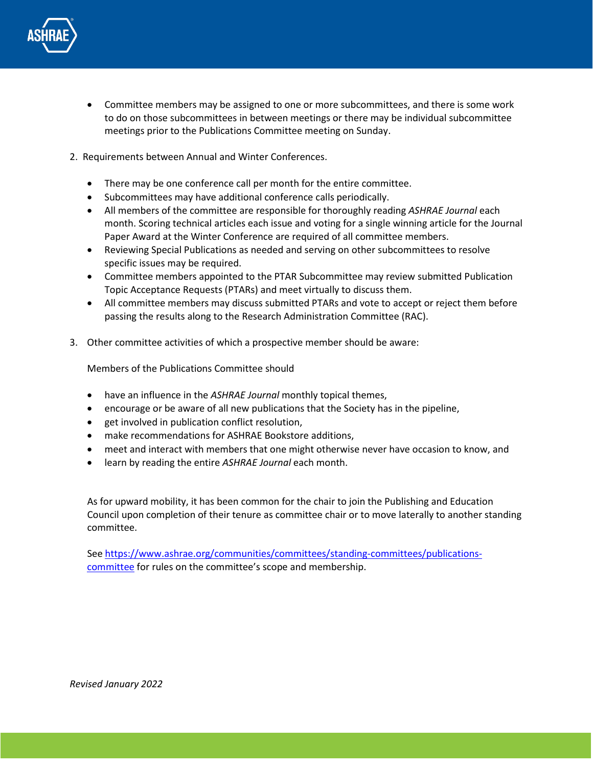- Committee members may be assigned to one or more subcommittees, and there is some work to do on those subcommittees in between meetings or there may be individual subcommittee meetings prior to the Publications Committee meeting on Sunday.

2. Requirements between Annual and Winter Conferences.

   - There may be one conference call per month for the entire committee.
   - Subcommittees may have additional conference calls periodically.
   - All members of the committee are responsible for thoroughly reading *ASHRAE Journal* each month. Scoring technical articles each issue and voting for a single winning article for the Journal Paper Award at the Winter Conference are required of all committee members.
   - Reviewing Special Publications as needed and serving on other subcommittees to resolve specific issues may be required.
   - Committee members appointed to the PTAR Subcommittee may review submitted Publication Topic Acceptance Requests (PTARs) and meet virtually to discuss them.
   - All committee members may discuss submitted PTARs and vote to accept or reject them before passing the results along to the Research Administration Committee (RAC).

3. Other committee activities of which a prospective member should be aware:

   Members of the Publications Committee should

   - have an influence in the *ASHRAE Journal* monthly topical themes,
   - encourage or be aware of all new publications that the Society has in the pipeline,
   - get involved in publication conflict resolution,
   - make recommendations for ASHRAE Bookstore additions,
   - meet and interact with members that one might otherwise never have occasion to know, and
   - learn by reading the entire *ASHRAE Journal* each month.

   As for upward mobility, it has been common for the chair to join the Publishing and Education Council upon completion of their tenure as committee chair or to move laterally to another standing committee.

   See [https://www.ashrae.org/communities/committees/standing-committees/publications-committee](https://www.ashrae.org/communities/committees/standing-committees/publications-committee) for rules on the committee's scope and membership.

*Revised January 2022*